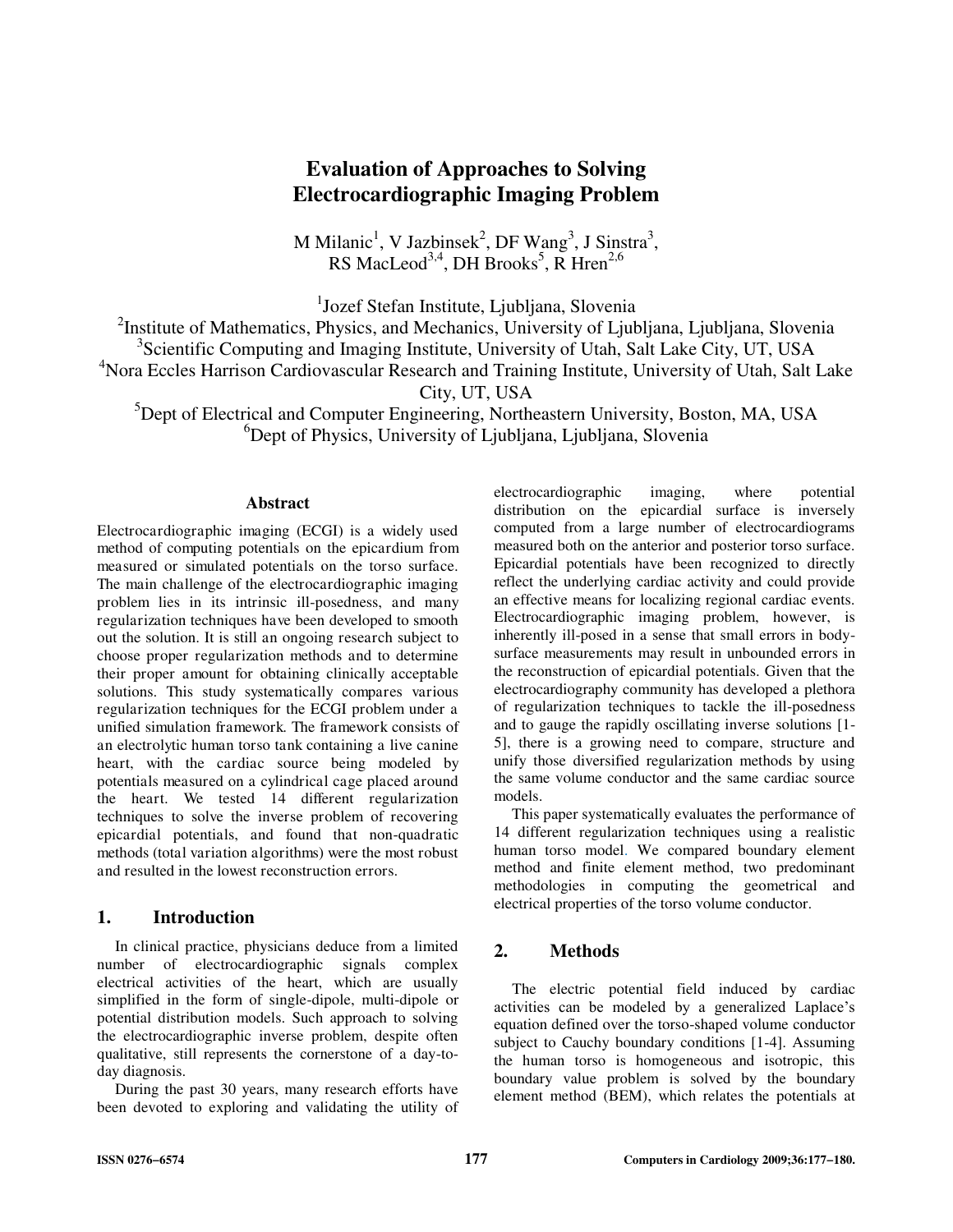# Evaluation of Approaches to Solving Electrocardiographic Imaging Problem

M Milanic[1], V Jazbinsek[2], DF Wang[3], J Sinstra[3], RS MacLeod[3,4], DH Brooks[5], R Hren[2,6]

[1]Jozef Stefan Institute, Ljubljana, Slovenia
[2]Institute of Mathematics, Physics, and Mechanics, University of Ljubljana, Ljubljana, Slovenia
[3]Scientific Computing and Imaging Institute, University of Utah, Salt Lake City, UT, USA
[4]Nora Eccles Harrison Cardiovascular Research and Training Institute, University of Utah, Salt Lake City, UT, USA
[5]Dept of Electrical and Computer Engineering, Northeastern University, Boston, MA, USA
[6]Dept of Physics, University of Ljubljana, Ljubljana, Slovenia

### Abstract

Electrocardiographic imaging (ECGI) is a widely used method of computing potentials on the epicardium from measured or simulated potentials on the torso surface. The main challenge of the electrocardiographic imaging problem lies in its intrinsic ill-posedness, and many regularization techniques have been developed to smooth out the solution. It is still an ongoing research subject to choose proper regularization methods and to determine their proper amount for obtaining clinically acceptable solutions. This study systematically compares various regularization techniques for the ECGI problem under a unified simulation framework. The framework consists of an electrolytic human torso tank containing a live canine heart, with the cardiac source being modeled by potentials measured on a cylindrical cage placed around the heart. We tested 14 different regularization techniques to solve the inverse problem of recovering epicardial potentials, and found that non-quadratic methods (total variation algorithms) were the most robust and resulted in the lowest reconstruction errors.

## 1. Introduction

In clinical practice, physicians deduce from a limited number of electrocardiographic signals complex electrical activities of the heart, which are usually simplified in the form of single-dipole, multi-dipole or potential distribution models. Such approach to solving the electrocardiographic inverse problem, despite often qualitative, still represents the cornerstone of a day-to-day diagnosis.

During the past 30 years, many research efforts have been devoted to exploring and validating the utility of electrocardiographic imaging, where potential distribution on the epicardial surface is inversely computed from a large number of electrocardiograms measured both on the anterior and posterior torso surface. Epicardial potentials have been recognized to directly reflect the underlying cardiac activity and could provide an effective means for localizing regional cardiac events. Electrocardiographic imaging problem, however, is inherently ill-posed in a sense that small errors in body-surface measurements may result in unbounded errors in the reconstruction of epicardial potentials. Given that the electrocardiography community has developed a plethora of regularization techniques to tackle the ill-posedness and to gauge the rapidly oscillating inverse solutions [1-5], there is a growing need to compare, structure and unify those diversified regularization methods by using the same volume conductor and the same cardiac source models.

This paper systematically evaluates the performance of 14 different regularization techniques using a realistic human torso model. We compared boundary element method and finite element method, two predominant methodologies in computing the geometrical and electrical properties of the torso volume conductor.

## 2. Methods

The electric potential field induced by cardiac activities can be modeled by a generalized Laplace's equation defined over the torso-shaped volume conductor subject to Cauchy boundary conditions [1-4]. Assuming the human torso is homogeneous and isotropic, this boundary value problem is solved by the boundary element method (BEM), which relates the potentials at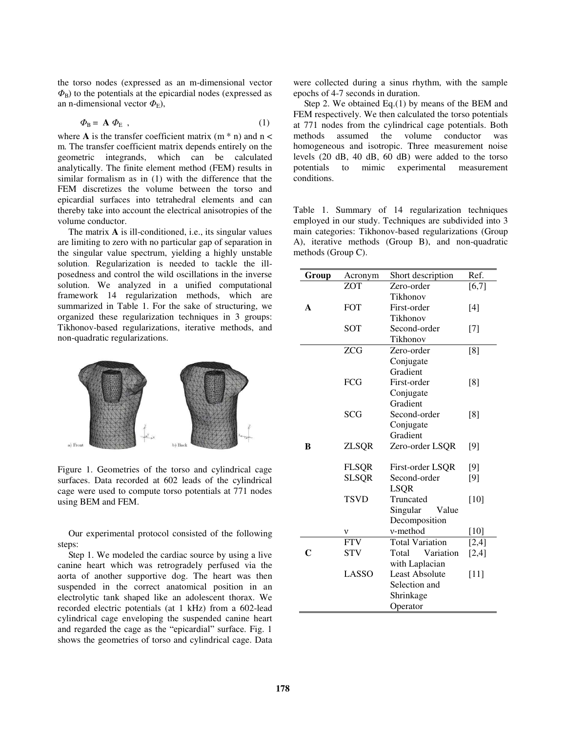the torso nodes (expressed as an m-dimensional vector $\Phi_B$) to the potentials at the epicardial nodes (expressed as an n-dimensional vector $\Phi_E$),

$$\Phi_B = \mathbf{A}\,\Phi_E \ , \qquad (1)$$

where **A** is the transfer coefficient matrix (m * n) and n < m. The transfer coefficient matrix depends entirely on the geometric integrands, which can be calculated analytically. The finite element method (FEM) results in similar formalism as in (1) with the difference that the FEM discretizes the volume between the torso and epicardial surfaces into tetrahedral elements and can thereby take into account the electrical anisotropies of the volume conductor.

The matrix **A** is ill-conditioned, i.e., its singular values are limiting to zero with no particular gap of separation in the singular value spectrum, yielding a highly unstable solution. Regularization is needed to tackle the ill-posedness and control the wild oscillations in the inverse solution. We analyzed in a unified computational framework 14 regularization methods, which are summarized in Table 1. For the sake of structuring, we organized these regularization techniques in 3 groups: Tikhonov-based regularizations, iterative methods, and non-quadratic regularizations.

Figure 1. Geometries of the torso and cylindrical cage surfaces. Data recorded at 602 leads of the cylindrical cage were used to compute torso potentials at 771 nodes using BEM and FEM.

Our experimental protocol consisted of the following steps:

Step 1. We modeled the cardiac source by using a live canine heart which was retrogradely perfused via the aorta of another supportive dog. The heart was then suspended in the correct anatomical position in an electrolytic tank shaped like an adolescent thorax. We recorded electric potentials (at 1 kHz) from a 602-lead cylindrical cage enveloping the suspended canine heart and regarded the cage as the "epicardial" surface. Fig. 1 shows the geometries of torso and cylindrical cage. Data were collected during a sinus rhythm, with the sample epochs of 4-7 seconds in duration.

Step 2. We obtained Eq.(1) by means of the BEM and FEM respectively. We then calculated the torso potentials at 771 nodes from the cylindrical cage potentials. Both methods assumed the volume conductor was homogeneous and isotropic. Three measurement noise levels (20 dB, 40 dB, 60 dB) were added to the torso potentials to mimic experimental measurement conditions.

Table 1. Summary of 14 regularization techniques employed in our study. Techniques are subdivided into 3 main categories: Tikhonov-based regularizations (Group A), iterative methods (Group B), and non-quadratic methods (Group C).

| Group | Acronym | Short description | Ref. |
|---|---|---|---|
| A | ZOT | Zero-order Tikhonov | [6,7] |
| | FOT | First-order Tikhonov | [4] |
| | SOT | Second-order Tikhonov | [7] |
| B | ZCG | Zero-order Conjugate Gradient | [8] |
| | FCG | First-order Conjugate Gradient | [8] |
| | SCG | Second-order Conjugate Gradient | [8] |
| | ZLSQR | Zero-order LSQR | [9] |
| | FLSQR | First-order LSQR | [9] |
| | SLSQR | Second-order LSQR | [9] |
| | TSVD | Truncated Singular Value Decomposition | [10] |
| | ν | ν-method | [10] |
| C | FTV | Total Variation | [2,4] |
| | STV | Total Variation with Laplacian | [2,4] |
| | LASSO | Least Absolute Selection and Shrinkage Operator | [11] |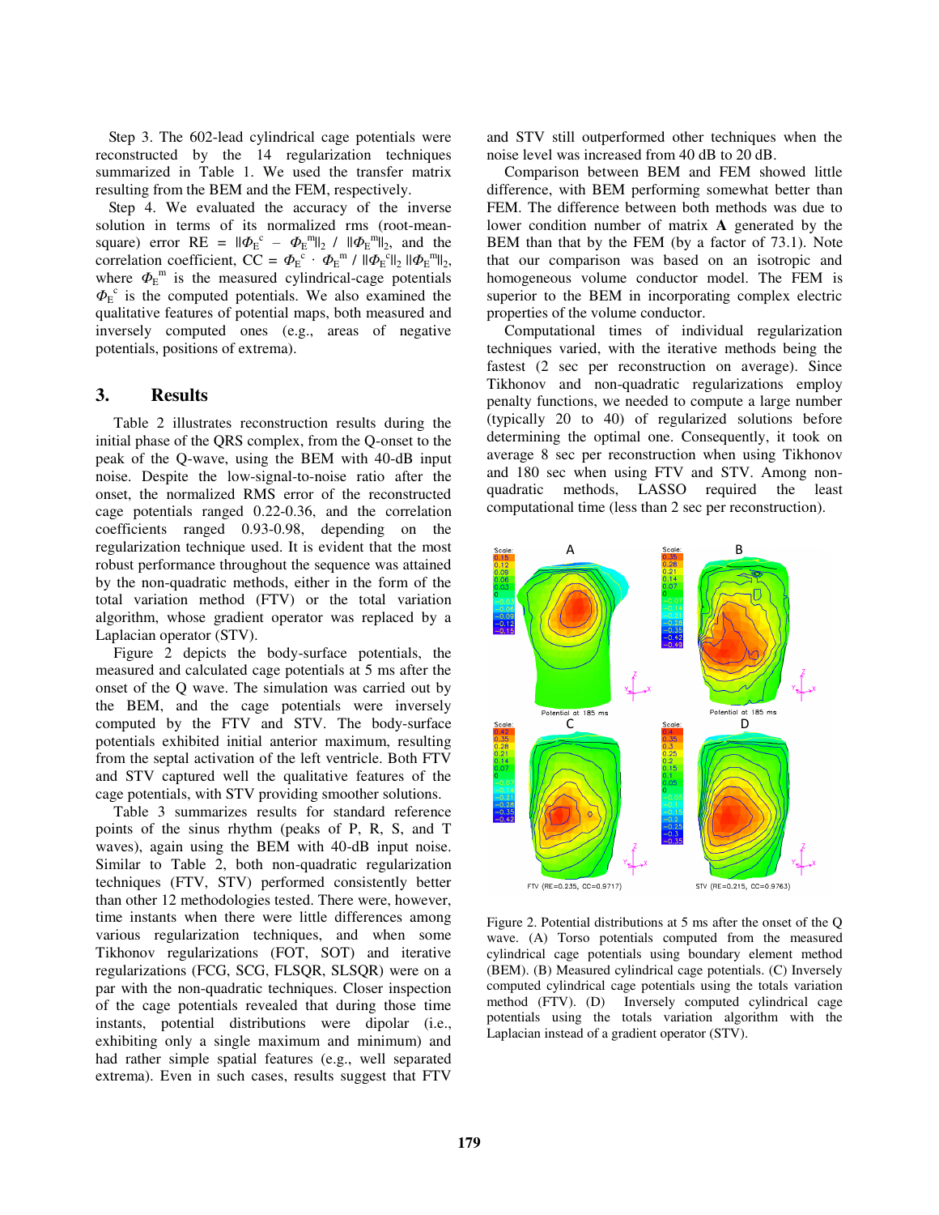Step 3. The 602-lead cylindrical cage potentials were reconstructed by the 14 regularization techniques summarized in Table 1. We used the transfer matrix resulting from the BEM and the FEM, respectively.

Step 4. We evaluated the accuracy of the inverse solution in terms of its normalized rms (root-mean-square) error RE = $\|\Phi_E^c - \Phi_E^m\|_2 / \|\Phi_E^m\|_2$, and the correlation coefficient, CC = $\Phi_E^c \cdot \Phi_E^m / \|\Phi_E^c\|_2 \|\Phi_E^m\|_2$, where $\Phi_E^m$ is the measured cylindrical-cage potentials $\Phi_E^c$ is the computed potentials. We also examined the qualitative features of potential maps, both measured and inversely computed ones (e.g., areas of negative potentials, positions of extrema).

## 3. Results

Table 2 illustrates reconstruction results during the initial phase of the QRS complex, from the Q-onset to the peak of the Q-wave, using the BEM with 40-dB input noise. Despite the low-signal-to-noise ratio after the onset, the normalized RMS error of the reconstructed cage potentials ranged 0.22-0.36, and the correlation coefficients ranged 0.93-0.98, depending on the regularization technique used. It is evident that the most robust performance throughout the sequence was attained by the non-quadratic methods, either in the form of the total variation method (FTV) or the total variation algorithm, whose gradient operator was replaced by a Laplacian operator (STV).

Figure 2 depicts the body-surface potentials, the measured and calculated cage potentials at 5 ms after the onset of the Q wave. The simulation was carried out by the BEM, and the cage potentials were inversely computed by the FTV and STV. The body-surface potentials exhibited initial anterior maximum, resulting from the septal activation of the left ventricle. Both FTV and STV captured well the qualitative features of the cage potentials, with STV providing smoother solutions.

Table 3 summarizes results for standard reference points of the sinus rhythm (peaks of P, R, S, and T waves), again using the BEM with 40-dB input noise. Similar to Table 2, both non-quadratic regularization techniques (FTV, STV) performed consistently better than other 12 methodologies tested. There were, however, time instants when there were little differences among various regularization techniques, and when some Tikhonov regularizations (FOT, SOT) and iterative regularizations (FCG, SCG, FLSQR, SLSQR) were on a par with the non-quadratic techniques. Closer inspection of the cage potentials revealed that during those time instants, potential distributions were dipolar (i.e., exhibiting only a single maximum and minimum) and had rather simple spatial features (e.g., well separated extrema). Even in such cases, results suggest that FTV and STV still outperformed other techniques when the noise level was increased from 40 dB to 20 dB.

Comparison between BEM and FEM showed little difference, with BEM performing somewhat better than FEM. The difference between both methods was due to lower condition number of matrix **A** generated by the BEM than that by the FEM (by a factor of 73.1). Note that our comparison was based on an isotropic and homogeneous volume conductor model. The FEM is superior to the BEM in incorporating complex electric properties of the volume conductor.

Computational times of individual regularization techniques varied, with the iterative methods being the fastest (2 sec per reconstruction on average). Since Tikhonov and non-quadratic regularizations employ penalty functions, we needed to compute a large number (typically 20 to 40) of regularized solutions before determining the optimal one. Consequently, it took on average 8 sec per reconstruction when using Tikhonov and 180 sec when using FTV and STV. Among non-quadratic methods, LASSO required the least computational time (less than 2 sec per reconstruction).

Figure 2. Potential distributions at 5 ms after the onset of the Q wave. (A) Torso potentials computed from the measured cylindrical cage potentials using boundary element method (BEM). (B) Measured cylindrical cage potentials. (C) Inversely computed cylindrical cage potentials using the totals variation method (FTV). (D) Inversely computed cylindrical cage potentials using the totals variation algorithm with the Laplacian instead of a gradient operator (STV).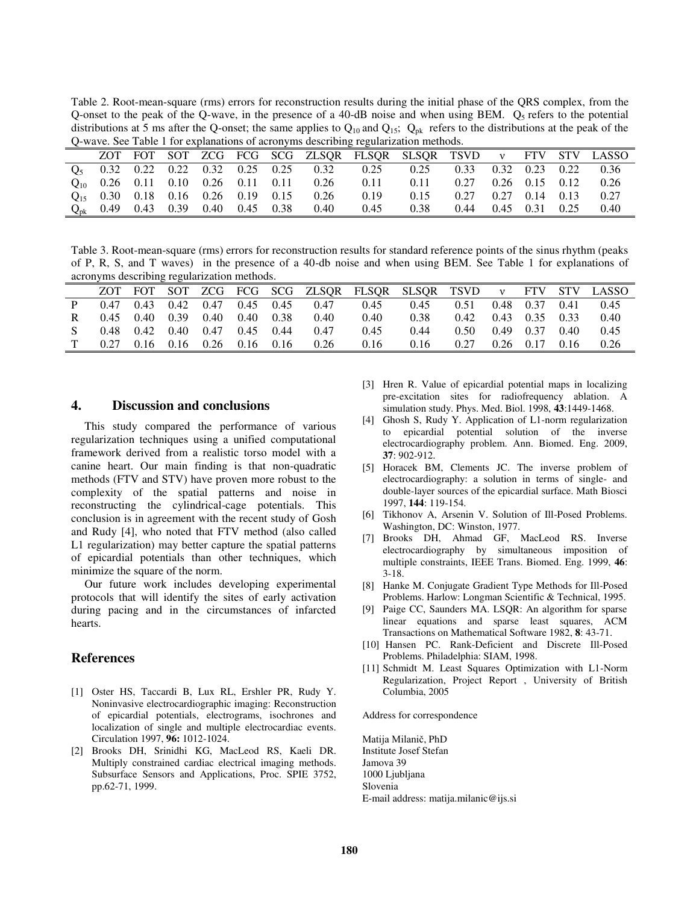Table 2. Root-mean-square (rms) errors for reconstruction results during the initial phase of the QRS complex, from the Q-onset to the peak of the Q-wave, in the presence of a 40-dB noise and when using BEM. $Q_5$ refers to the potential distributions at 5 ms after the Q-onset; the same applies to $Q_{10}$ and $Q_{15}$; $Q_{pk}$ refers to the distributions at the peak of the Q-wave. See Table 1 for explanations of acronyms describing regularization methods.

| | ZOT | FOT | SOT | ZCG | FCG | SCG | ZLSQR | FLSQR | SLSQR | TSVD | ν | FTV | STV | LASSO |
|---|---|---|---|---|---|---|---|---|---|---|---|---|---|---|
| $Q_5$ | 0.32 | 0.22 | 0.22 | 0.32 | 0.25 | 0.25 | 0.32 | 0.25 | 0.25 | 0.33 | 0.32 | 0.23 | 0.22 | 0.36 |
| $Q_{10}$ | 0.26 | 0.11 | 0.10 | 0.26 | 0.11 | 0.11 | 0.26 | 0.11 | 0.11 | 0.27 | 0.26 | 0.15 | 0.12 | 0.26 |
| $Q_{15}$ | 0.30 | 0.18 | 0.16 | 0.26 | 0.19 | 0.15 | 0.26 | 0.19 | 0.15 | 0.27 | 0.27 | 0.14 | 0.13 | 0.27 |
| $Q_{pk}$ | 0.49 | 0.43 | 0.39 | 0.40 | 0.45 | 0.38 | 0.40 | 0.45 | 0.38 | 0.44 | 0.45 | 0.31 | 0.25 | 0.40 |

Table 3. Root-mean-square (rms) errors for reconstruction results for standard reference points of the sinus rhythm (peaks of P, R, S, and T waves) in the presence of a 40-db noise and when using BEM. See Table 1 for explanations of acronyms describing regularization methods.

| | ZOT | FOT | SOT | ZCG | FCG | SCG | ZLSQR | FLSQR | SLSQR | TSVD | ν | FTV | STV | LASSO |
|---|---|---|---|---|---|---|---|---|---|---|---|---|---|---|
| P | 0.47 | 0.43 | 0.42 | 0.47 | 0.45 | 0.45 | 0.47 | 0.45 | 0.45 | 0.51 | 0.48 | 0.37 | 0.41 | 0.45 |
| R | 0.45 | 0.40 | 0.39 | 0.40 | 0.40 | 0.38 | 0.40 | 0.40 | 0.38 | 0.42 | 0.43 | 0.35 | 0.33 | 0.40 |
| S | 0.48 | 0.42 | 0.40 | 0.47 | 0.45 | 0.44 | 0.47 | 0.45 | 0.44 | 0.50 | 0.49 | 0.37 | 0.40 | 0.45 |
| T | 0.27 | 0.16 | 0.16 | 0.26 | 0.16 | 0.16 | 0.26 | 0.16 | 0.16 | 0.27 | 0.26 | 0.17 | 0.16 | 0.26 |

## 4. Discussion and conclusions

This study compared the performance of various regularization techniques using a unified computational framework derived from a realistic torso model with a canine heart. Our main finding is that non-quadratic methods (FTV and STV) have proven more robust to the complexity of the spatial patterns and noise in reconstructing the cylindrical-cage potentials. This conclusion is in agreement with the recent study of Gosh and Rudy [4], who noted that FTV method (also called L1 regularization) may better capture the spatial patterns of epicardial potentials than other techniques, which minimize the square of the norm.

Our future work includes developing experimental protocols that will identify the sites of early activation during pacing and in the circumstances of infarcted hearts.

## References

[1] Oster HS, Taccardi B, Lux RL, Ershler PR, Rudy Y. Noninvasive electrocardiographic imaging: Reconstruction of epicardial potentials, electrograms, isochrones and localization of single and multiple electrocardiac events. Circulation 1997, **96:** 1012-1024.

[2] Brooks DH, Srinidhi KG, MacLeod RS, Kaeli DR. Multiply constrained cardiac electrical imaging methods. Subsurface Sensors and Applications, Proc. SPIE 3752, pp.62-71, 1999.

[3] Hren R. Value of epicardial potential maps in localizing pre-excitation sites for radiofrequency ablation. A simulation study. Phys. Med. Biol. 1998, **43**:1449-1468.

[4] Ghosh S, Rudy Y. Application of L1-norm regularization to epicardial potential solution of the inverse electrocardiography problem. Ann. Biomed. Eng. 2009, **37**: 902-912.

[5] Horacek BM, Clements JC. The inverse problem of electrocardiography: a solution in terms of single- and double-layer sources of the epicardial surface. Math Biosci 1997, **144**: 119-154.

[6] Tikhonov A, Arsenin V. Solution of Ill-Posed Problems. Washington, DC: Winston, 1977.

[7] Brooks DH, Ahmad GF, MacLeod RS. Inverse electrocardiography by simultaneous imposition of multiple constraints, IEEE Trans. Biomed. Eng. 1999, **46**: 3-18.

[8] Hanke M. Conjugate Gradient Type Methods for Ill-Posed Problems. Harlow: Longman Scientific & Technical, 1995.

[9] Paige CC, Saunders MA. LSQR: An algorithm for sparse linear equations and sparse least squares, ACM Transactions on Mathematical Software 1982, **8**: 43-71.

[10] Hansen PC. Rank-Deficient and Discrete Ill-Posed Problems. Philadelphia: SIAM, 1998.

[11] Schmidt M. Least Squares Optimization with L1-Norm Regularization, Project Report , University of British Columbia, 2005

Address for correspondence

Matija Milanič, PhD
Institute Josef Stefan
Jamova 39
1000 Ljubljana
Slovenia
E-mail address: matija.milanic@ijs.si